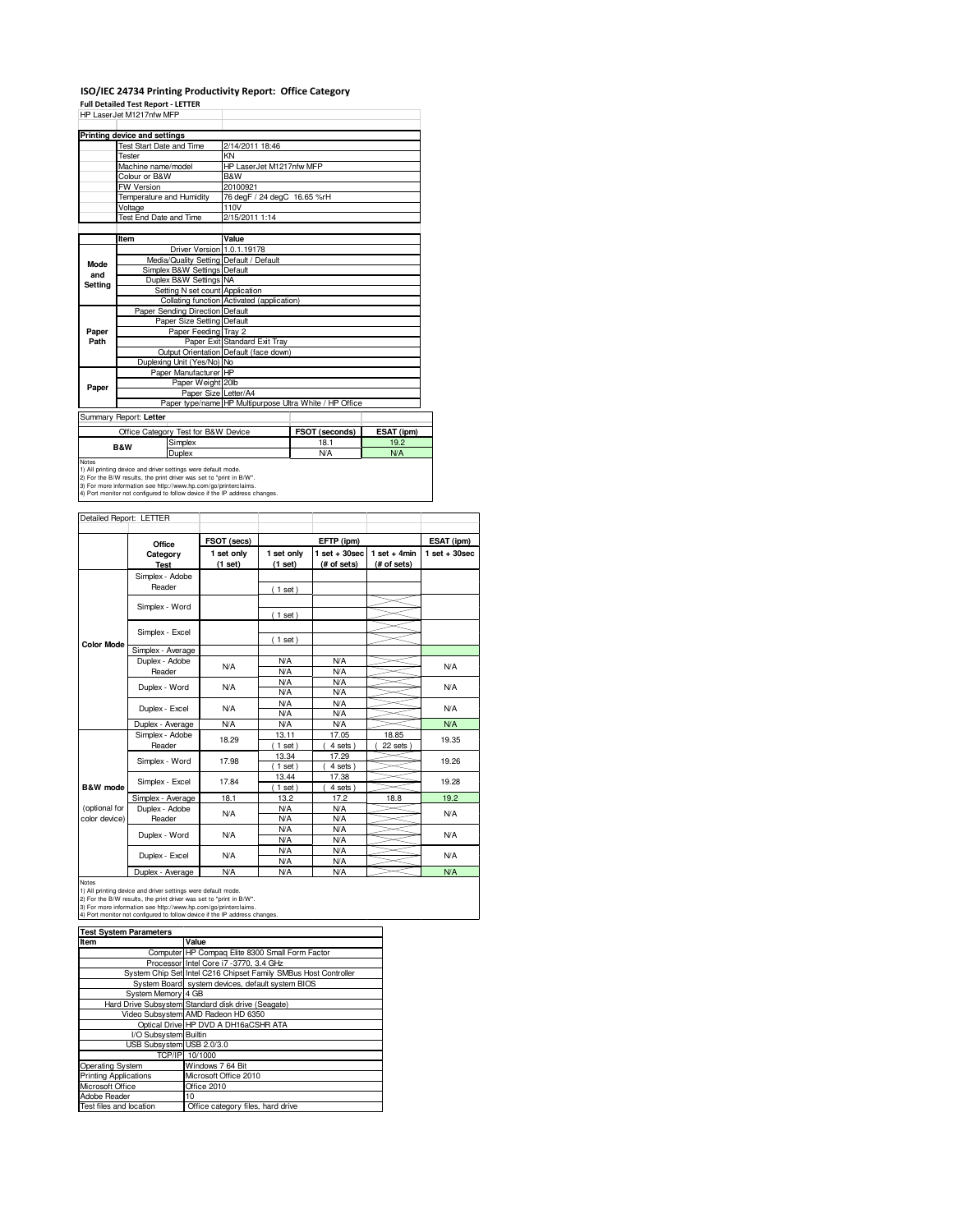# ISO/IEC 24734 Printing Productivity Report: Office Category

**Full Detailed Test Report - LETTER**

HP LaserJet M1217nfw MFP

| Printing device and settings | |
|---|---|
| Test Start Date and Time | 2/14/2011 18:46 |
| Tester | KN |
| Machine name/model | HP LaserJet M1217nfw MFP |
| Colour or B&W | B&W |
| FW Version | 20100921 |
| Temperature and Humidity | 76 degF / 24 degC 16.65 %rH |
| Voltage | 110V |
| Test End Date and Time | 2/15/2011 1:14 |

| | Item | Value |
|---|---|---|
| Mode and Setting | Driver Version | 1.0.1.19178 |
| | Media/Quality Setting | Default / Default |
| | Simplex B&W Settings | Default |
| | Duplex B&W Settings | NA |
| | Setting N set count | Application |
| | Collating function | Activated (application) |
| Paper Path | Paper Sending Direction | Default |
| | Paper Size Setting | Default |
| | Paper Feeding | Tray 2 |
| | Paper Exit | Standard Exit Tray |
| | Output Orientation | Default (face down) |
| | Duplexing Unit (Yes/No) | No |
| Paper | Paper Manufacturer | HP |
| | Paper Weight | 20lb |
| | Paper Size | Letter/A4 |
| | Paper type/name | HP Multipurpose Ultra White / HP Office |

Summary Report: **Letter**

| Office Category Test for B&W Device | | FSOT (seconds) | ESAT (ipm) |
|---|---|---|---|
| B&W | Simplex | 18.1 | 19.2 |
| | Duplex | N/A | N/A |

Notes
1) All printing device and driver settings were default mode.
2) For the B/W results, the print driver was set to "print in B/W".
3) For more information see http://www.hp.com/go/printerclaims.
4) Port monitor not configured to follow device if the IP address changes.

Detailed Report: LETTER

| | Office Category Test | FSOT (secs) 1 set only (1 set) | EFTP (ipm) 1 set only (1 set) | EFTP (ipm) 1 set + 30sec (# of sets) | EFTP (ipm) 1 set + 4min (# of sets) | ESAT (ipm) 1 set + 30sec |
|---|---|---|---|---|---|---|
| Color Mode | Simplex - Adobe Reader | | ( 1 set ) | | | |
| | Simplex - Word | | ( 1 set ) | | | |
| | Simplex - Excel | | ( 1 set ) | | | |
| | Simplex - Average | | | | | |
| | Duplex - Adobe Reader | N/A | N/A / N/A | N/A / N/A | | N/A |
| | Duplex - Word | N/A | N/A / N/A | N/A / N/A | | N/A |
| | Duplex - Excel | N/A | N/A / N/A | N/A / N/A | | N/A |
| | Duplex - Average | N/A | N/A | N/A | | N/A |
| B&W mode (optional for color device) | Simplex - Adobe Reader | 18.29 | 13.11 ( 1 set ) | 17.05 ( 4 sets ) | 18.85 ( 22 sets ) | 19.35 |
| | Simplex - Word | 17.98 | 13.34 ( 1 set ) | 17.29 ( 4 sets ) | | 19.26 |
| | Simplex - Excel | 17.84 | 13.44 ( 1 set ) | 17.38 ( 4 sets ) | | 19.28 |
| | Simplex - Average | 18.1 | 13.2 | 17.2 | 18.8 | 19.2 |
| | Duplex - Adobe Reader | N/A | N/A / N/A | N/A / N/A | | N/A |
| | Duplex - Word | N/A | N/A / N/A | N/A / N/A | | N/A |
| | Duplex - Excel | N/A | N/A / N/A | N/A / N/A | | N/A |
| | Duplex - Average | N/A | N/A | N/A | | N/A |

Notes
1) All printing device and driver settings were default mode.
2) For the B/W results, the print driver was set to "print in B/W".
3) For more information see http://www.hp.com/go/printerclaims.
4) Port monitor not configured to follow device if the IP address changes.

| Test System Parameters | |
|---|---|
| **Item** | **Value** |
| Computer | HP Compaq Elite 8300 Small Form Factor |
| Processor | Intel Core i7 -3770, 3.4 GHz |
| System Chip Set | Intel C216 Chipset Family SMBus Host Controller |
| System Board | system devices, default system BIOS |
| System Memory | 4 GB |
| Hard Drive Subsystem | Standard disk drive (Seagate) |
| Video Subsystem | AMD Radeon HD 6350 |
| Optical Drive | HP DVD A DH16aCSHR ATA |
| I/O Subsystem | Builtin |
| USB Subsystem | USB 2.0/3.0 |
| TCP/IP | 10/1000 |
| Operating System | Windows 7 64 Bit |
| Printing Applications | Microsoft Office 2010 |
| Microsoft Office | Office 2010 |
| Adobe Reader | 10 |
| Test files and location | Office category files, hard drive |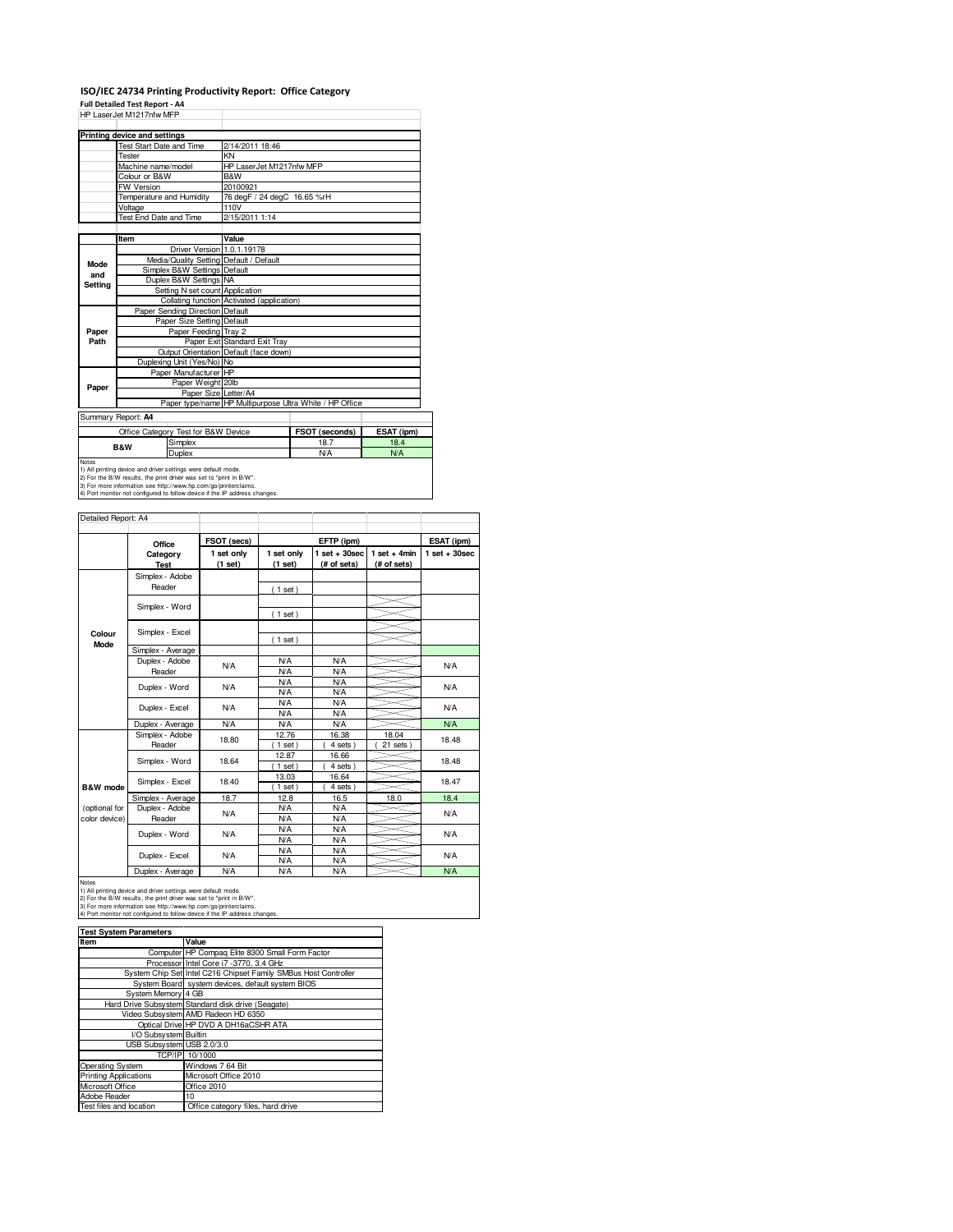# ISO/IEC 24734 Printing Productivity Report: Office Category

**Full Detailed Test Report - A4**

HP LaserJet M1217nfw MFP

| Printing device and settings | |
|---|---|
| Test Start Date and Time | 2/14/2011 18:46 |
| Tester | KN |
| Machine name/model | HP LaserJet M1217nfw MFP |
| Colour or B&W | B&W |
| FW Version | 20100921 |
| Temperature and Humidity | 76 degF / 24 degC 16.65 %rH |
| Voltage | 110V |
| Test End Date and Time | 2/15/2011 1:14 |

| | Item | Value |
|---|---|---|
| Mode and Setting | Driver Version | 1.0.1.19178 |
| | Media/Quality Setting | Default / Default |
| | Simplex B&W Settings | Default |
| | Duplex B&W Settings | NA |
| | Setting N set count | Application |
| | Collating function | Activated (application) |
| Paper Path | Paper Sending Direction | Default |
| | Paper Size Setting | Default |
| | Paper Feeding | Tray 2 |
| | Paper Exit | Standard Exit Tray |
| | Output Orientation | Default (face down) |
| | Duplexing Unit (Yes/No) | No |
| Paper | Paper Manufacturer | HP |
| | Paper Weight | 20lb |
| | Paper Size | Letter/A4 |
| | Paper type/name | HP Multipurpose Ultra White / HP Office |

Summary Report: **A4**

| Office Category Test for B&W Device | | FSOT (seconds) | ESAT (ipm) |
|---|---|---|---|
| B&W | Simplex | 18.7 | 18.4 |
| | Duplex | N/A | N/A |

Notes
1) All printing device and driver settings were default mode.
2) For the B/W results, the print driver was set to "print in B/W".
3) For more information see http://www.hp.com/go/printerclaims.
4) Port monitor not configured to follow device if the IP address changes.

Detailed Report: A4

| | Office Category Test | FSOT (secs) 1 set only (1 set) | EFTP (ipm) 1 set only (1 set) | EFTP (ipm) 1 set + 30sec (# of sets) | EFTP (ipm) 1 set + 4min (# of sets) | ESAT (ipm) 1 set + 30sec |
|---|---|---|---|---|---|---|
| Colour Mode | Simplex - Adobe Reader | | ( 1 set ) | | | |
| | Simplex - Word | | ( 1 set ) | | | |
| | Simplex - Excel | | ( 1 set ) | | | |
| | Simplex - Average | | | | | |
| | Duplex - Adobe Reader | N/A | N/A / N/A | N/A / N/A | | N/A |
| | Duplex - Word | N/A | N/A / N/A | N/A / N/A | | N/A |
| | Duplex - Excel | N/A | N/A / N/A | N/A / N/A | | N/A |
| | Duplex - Average | N/A | N/A | N/A | | N/A |
| B&W mode (optional for color device) | Simplex - Adobe Reader | 18.80 | 12.76 ( 1 set ) | 16.38 ( 4 sets ) | 18.04 ( 21 sets ) | 18.48 |
| | Simplex - Word | 18.64 | 12.87 ( 1 set ) | 16.66 ( 4 sets ) | | 18.48 |
| | Simplex - Excel | 18.40 | 13.03 ( 1 set ) | 16.64 ( 4 sets ) | | 18.47 |
| | Simplex - Average | 18.7 | 12.8 | 16.5 | 18.0 | 18.4 |
| | Duplex - Adobe Reader | N/A | N/A / N/A | N/A / N/A | | N/A |
| | Duplex - Word | N/A | N/A / N/A | N/A / N/A | | N/A |
| | Duplex - Excel | N/A | N/A / N/A | N/A / N/A | | N/A |
| | Duplex - Average | N/A | N/A | N/A | | N/A |

Notes
1) All printing device and driver settings were default mode.
2) For the B/W results, the print driver was set to "print in B/W".
3) For more information see http://www.hp.com/go/printerclaims.
4) Port monitor not configured to follow device if the IP address changes.

| Test System Parameters | |
|---|---|
| **Item** | **Value** |
| Computer | HP Compaq Elite 8300 Small Form Factor |
| Processor | Intel Core i7 -3770, 3.4 GHz |
| System Chip Set | Intel C216 Chipset Family SMBus Host Controller |
| System Board | system devices, default system BIOS |
| System Memory | 4 GB |
| Hard Drive Subsystem | Standard disk drive (Seagate) |
| Video Subsystem | AMD Radeon HD 6350 |
| Optical Drive | HP DVD A DH16aCSHR ATA |
| I/O Subsystem | Builtin |
| USB Subsystem | USB 2.0/3.0 |
| TCP/IP | 10/1000 |
| Operating System | Windows 7 64 Bit |
| Printing Applications | Microsoft Office 2010 |
| Microsoft Office | Office 2010 |
| Adobe Reader | 10 |
| Test files and location | Office category files, hard drive |